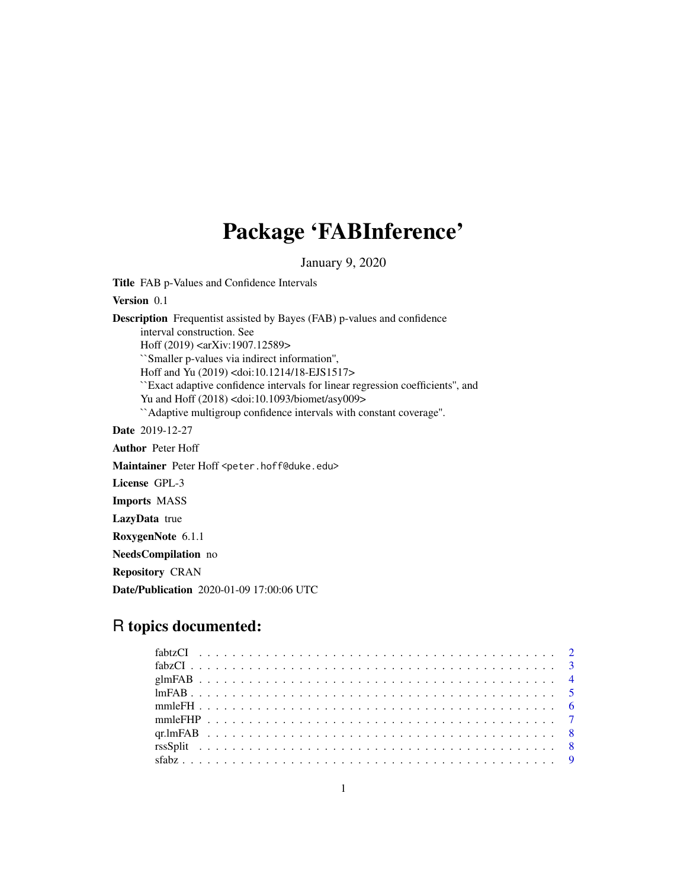# Package 'FABInference'

January 9, 2020

**Title** FAB p-Values and Confidence Intervals

**Version** 0.1

**Description** Frequentist assisted by Bayes (FAB) p-values and confidence interval construction. See Hoff (2019) <arXiv:1907.12589> ``Smaller p-values via indirect information'', Hoff and Yu (2019) <doi:10.1214/18-EJS1517> ``Exact adaptive confidence intervals for linear regression coefficients'', and Yu and Hoff (2018) <doi:10.1093/biomet/asy009> ``Adaptive multigroup confidence intervals with constant coverage''.

**Date** 2019-12-27

**Author** Peter Hoff

**Maintainer** Peter Hoff <peter.hoff@duke.edu>

**License** GPL-3

**Imports** MASS

**LazyData** true

**RoxygenNote** 6.1.1

**NeedsCompilation** no

**Repository** CRAN

**Date/Publication** 2020-01-09 17:00:06 UTC

## R topics documented:

- fabtzCI . . . . . . . . . . . . . . . . . . . . . . . . . . . . . . . . . . . . . . . . . . 2
- fabzCI . . . . . . . . . . . . . . . . . . . . . . . . . . . . . . . . . . . . . . . . . . 3
- glmFAB . . . . . . . . . . . . . . . . . . . . . . . . . . . . . . . . . . . . . . . . . . 4
- lmFAB . . . . . . . . . . . . . . . . . . . . . . . . . . . . . . . . . . . . . . . . . . 5
- mmleFH . . . . . . . . . . . . . . . . . . . . . . . . . . . . . . . . . . . . . . . . . . 6
- mmleFHP . . . . . . . . . . . . . . . . . . . . . . . . . . . . . . . . . . . . . . . . . . 7
- qr.lmFAB . . . . . . . . . . . . . . . . . . . . . . . . . . . . . . . . . . . . . . . . . . 8
- rssSplit . . . . . . . . . . . . . . . . . . . . . . . . . . . . . . . . . . . . . . . . . . 8
- sfabz . . . . . . . . . . . . . . . . . . . . . . . . . . . . . . . . . . . . . . . . . . 9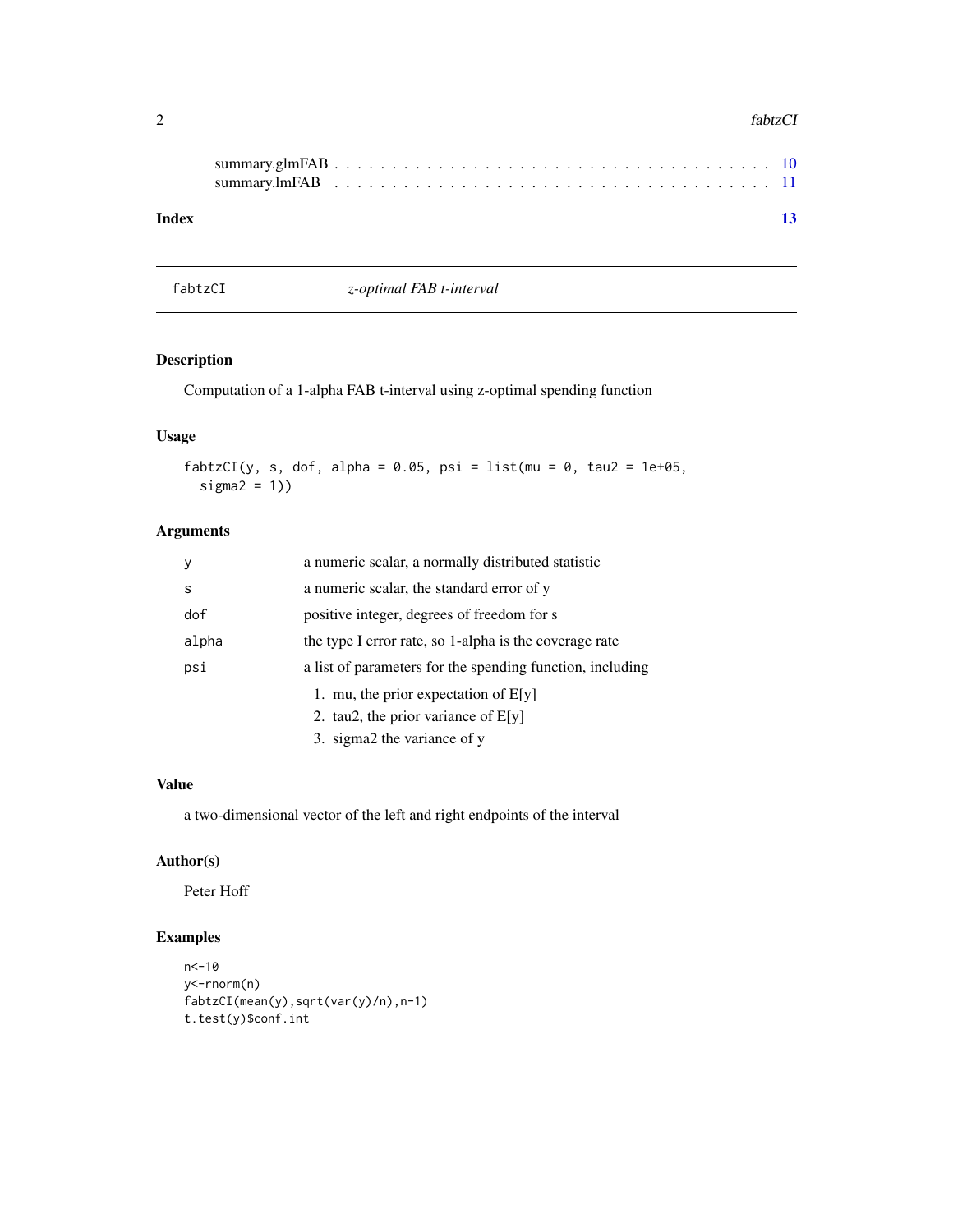summary.glmFAB . . . . . . . . . . . . . . . . . . . . . . . . . . . . . . . . . . . 10
summary.lmFAB . . . . . . . . . . . . . . . . . . . . . . . . . . . . . . . . . . . 11

**Index** **13**

---

## fabtzCI *z-optimal FAB t-interval*

---

### Description

Computation of a 1-alpha FAB t-interval using z-optimal spending function

### Usage

```
fabtzCI(y, s, dof, alpha = 0.05, psi = list(mu = 0, tau2 = 1e+05,
  sigma2 = 1))
```

### Arguments

| | |
|---|---|
| `y` | a numeric scalar, a normally distributed statistic |
| `s` | a numeric scalar, the standard error of y |
| `dof` | positive integer, degrees of freedom for s |
| `alpha` | the type I error rate, so 1-alpha is the coverage rate |
| `psi` | a list of parameters for the spending function, including 1. mu, the prior expectation of E[y] 2. tau2, the prior variance of E[y] 3. sigma2 the variance of y |

### Value

a two-dimensional vector of the left and right endpoints of the interval

### Author(s)

Peter Hoff

### Examples

```
n<-10
y<-rnorm(n)
fabtzCI(mean(y),sqrt(var(y)/n),n-1)
t.test(y)$conf.int
```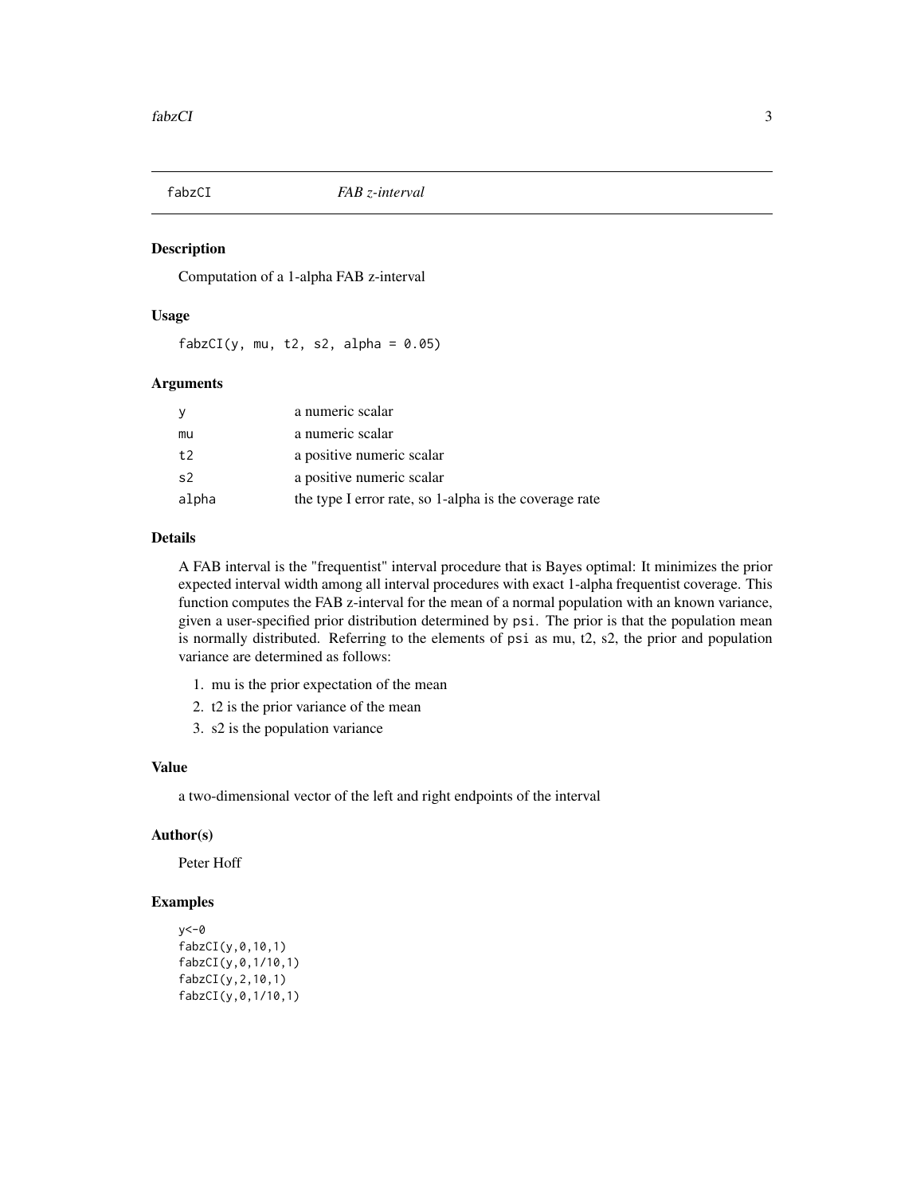## fabzCI — *FAB z-interval*

### Description

Computation of a 1-alpha FAB z-interval

### Usage

```
fabzCI(y, mu, t2, s2, alpha = 0.05)
```

### Arguments

| | |
|---|---|
| y | a numeric scalar |
| mu | a numeric scalar |
| t2 | a positive numeric scalar |
| s2 | a positive numeric scalar |
| alpha | the type I error rate, so 1-alpha is the coverage rate |

### Details

A FAB interval is the "frequentist" interval procedure that is Bayes optimal: It minimizes the prior expected interval width among all interval procedures with exact 1-alpha frequentist coverage. This function computes the FAB z-interval for the mean of a normal population with an known variance, given a user-specified prior distribution determined by `psi`. The prior is that the population mean is normally distributed. Referring to the elements of `psi` as mu, t2, s2, the prior and population variance are determined as follows:

1. mu is the prior expectation of the mean
2. t2 is the prior variance of the mean
3. s2 is the population variance

### Value

a two-dimensional vector of the left and right endpoints of the interval

### Author(s)

Peter Hoff

### Examples

```
y<-0
fabzCI(y,0,10,1)
fabzCI(y,0,1/10,1)
fabzCI(y,2,10,1)
fabzCI(y,0,1/10,1)
```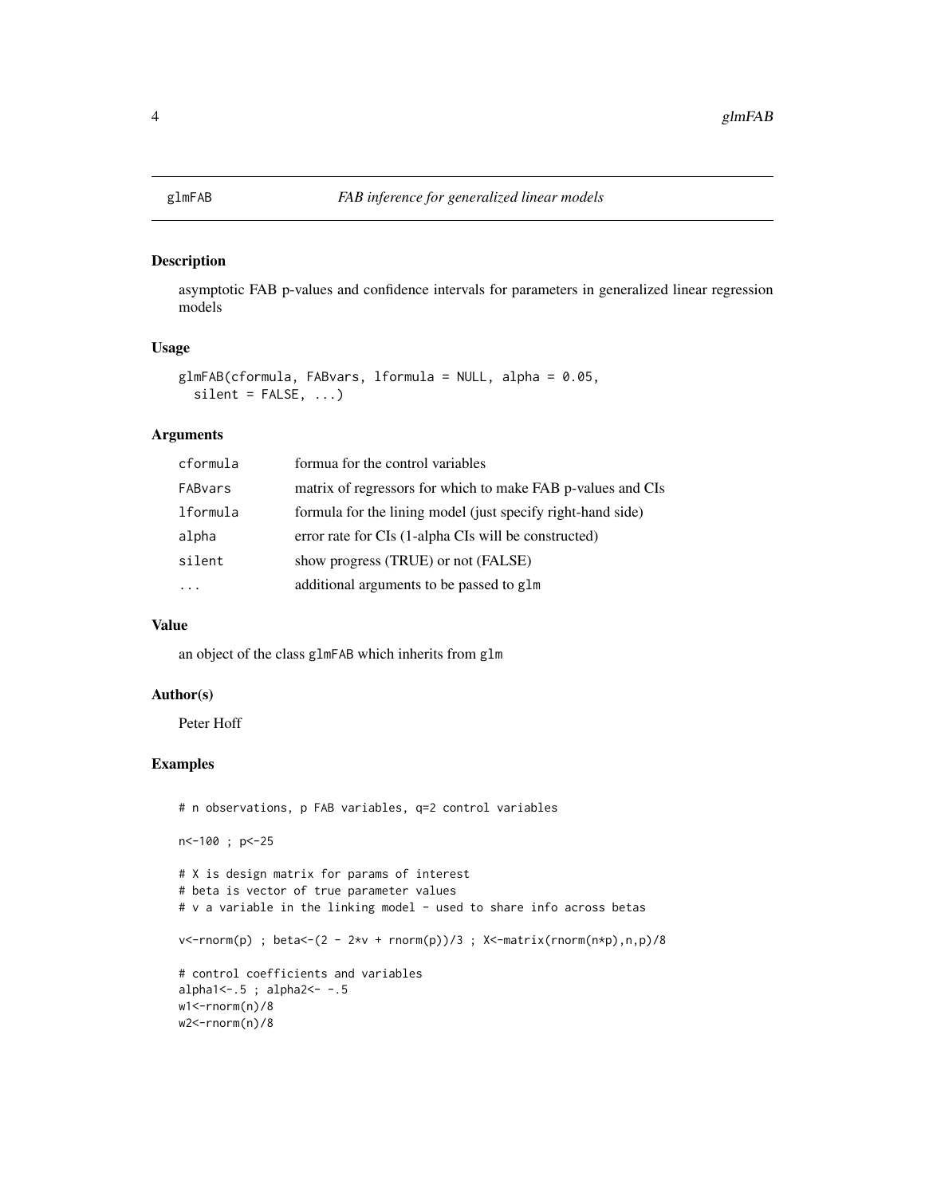# glmFAB — *FAB inference for generalized linear models*

## Description

asymptotic FAB p-values and confidence intervals for parameters in generalized linear regression models

## Usage

```
glmFAB(cformula, FABvars, lformula = NULL, alpha = 0.05,
  silent = FALSE, ...)
```

## Arguments

| | |
|---|---|
| `cformula` | formua for the control variables |
| `FABvars` | matrix of regressors for which to make FAB p-values and CIs |
| `lformula` | formula for the lining model (just specify right-hand side) |
| `alpha` | error rate for CIs (1-alpha CIs will be constructed) |
| `silent` | show progress (TRUE) or not (FALSE) |
| `...` | additional arguments to be passed to `glm` |

## Value

an object of the class `glmFAB` which inherits from `glm`

## Author(s)

Peter Hoff

## Examples

```
# n observations, p FAB variables, q=2 control variables

n<-100 ; p<-25

# X is design matrix for params of interest
# beta is vector of true parameter values
# v a variable in the linking model - used to share info across betas

v<-rnorm(p) ; beta<-(2 - 2*v + rnorm(p))/3 ; X<-matrix(rnorm(n*p),n,p)/8

# control coefficients and variables
alpha1<-.5 ; alpha2<- -.5
w1<-rnorm(n)/8
w2<-rnorm(n)/8
```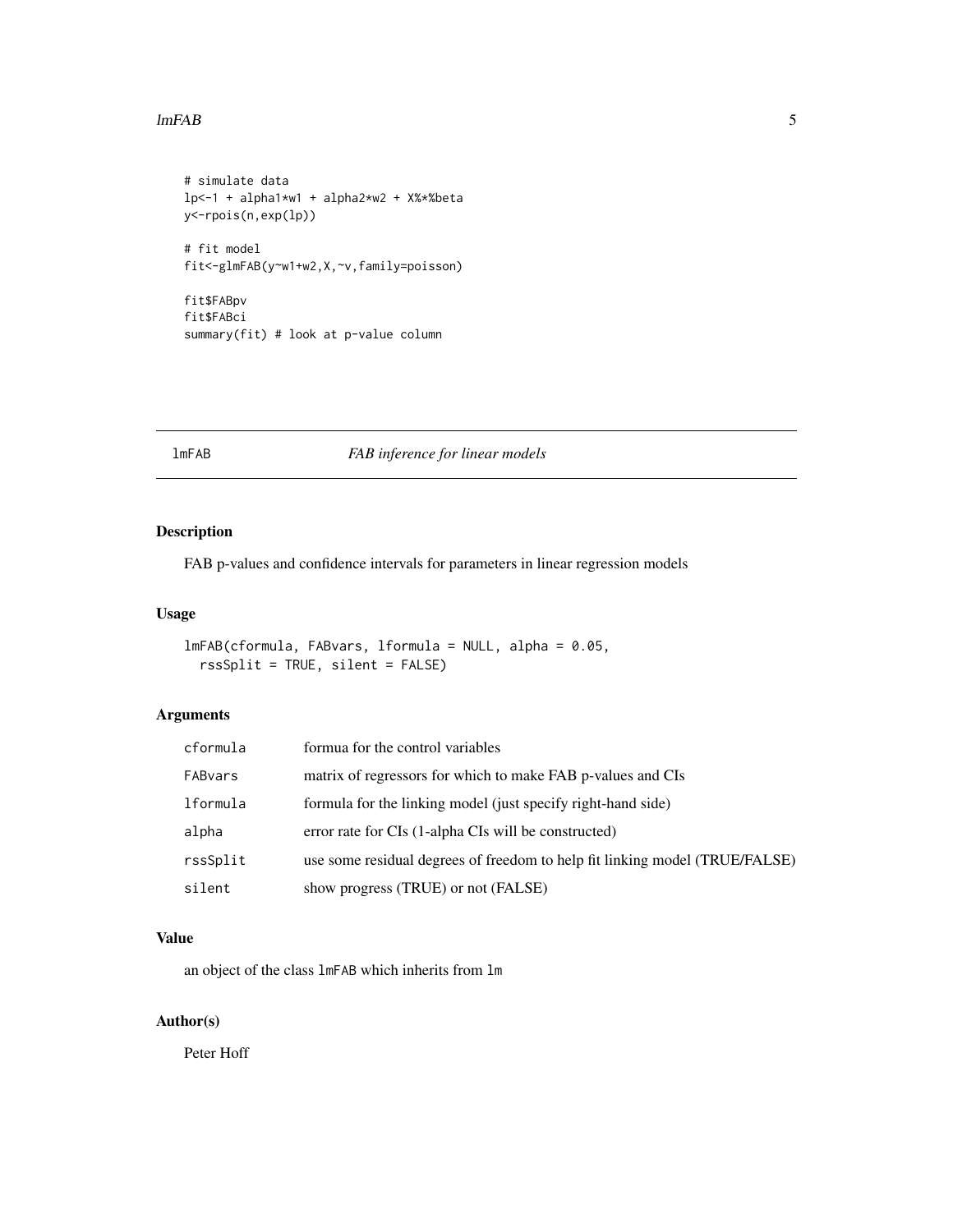```
# simulate data
lp<-1 + alpha1*w1 + alpha2*w2 + X%*%beta
y<-rpois(n,exp(lp))

# fit model
fit<-glmFAB(y~w1+w2,X,~v,family=poisson)

fit$FABpv
fit$FABci
summary(fit) # look at p-value column
```

---

## lmFAB — *FAB inference for linear models*

### Description

FAB p-values and confidence intervals for parameters in linear regression models

### Usage

```
lmFAB(cformula, FABvars, lformula = NULL, alpha = 0.05,
  rssSplit = TRUE, silent = FALSE)
```

### Arguments

| | |
|---|---|
| `cformula` | formua for the control variables |
| `FABvars` | matrix of regressors for which to make FAB p-values and CIs |
| `lformula` | formula for the linking model (just specify right-hand side) |
| `alpha` | error rate for CIs (1-alpha CIs will be constructed) |
| `rssSplit` | use some residual degrees of freedom to help fit linking model (TRUE/FALSE) |
| `silent` | show progress (TRUE) or not (FALSE) |

### Value

an object of the class `lmFAB` which inherits from `lm`

### Author(s)

Peter Hoff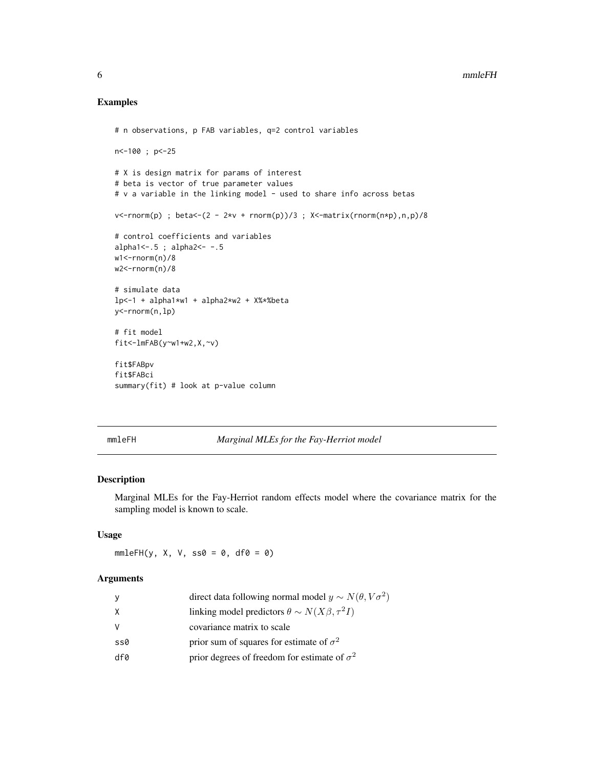## Examples

```
# n observations, p FAB variables, q=2 control variables

n<-100 ; p<-25

# X is design matrix for params of interest
# beta is vector of true parameter values
# v a variable in the linking model - used to share info across betas

v<-rnorm(p) ; beta<-(2 - 2*v + rnorm(p))/3 ; X<-matrix(rnorm(n*p),n,p)/8

# control coefficients and variables
alpha1<-.5 ; alpha2<- -.5
w1<-rnorm(n)/8
w2<-rnorm(n)/8

# simulate data
lp<-1 + alpha1*w1 + alpha2*w2 + X%*%beta
y<-rnorm(n,lp)

# fit model
fit<-lmFAB(y~w1+w2,X,~v)

fit$FABpv
fit$FABci
summary(fit) # look at p-value column
```

---

# mmleFH *Marginal MLEs for the Fay-Herriot model*

## Description

Marginal MLEs for the Fay-Herriot random effects model where the covariance matrix for the sampling model is known to scale.

## Usage

```
mmleFH(y, X, V, ss0 = 0, df0 = 0)
```

## Arguments

| | |
|---|---|
| y | direct data following normal model $y \sim N(\theta, V\sigma^2)$ |
| X | linking model predictors $\theta \sim N(X\beta, \tau^2 I)$ |
| V | covariance matrix to scale |
| ss0 | prior sum of squares for estimate of $\sigma^2$ |
| df0 | prior degrees of freedom for estimate of $\sigma^2$ |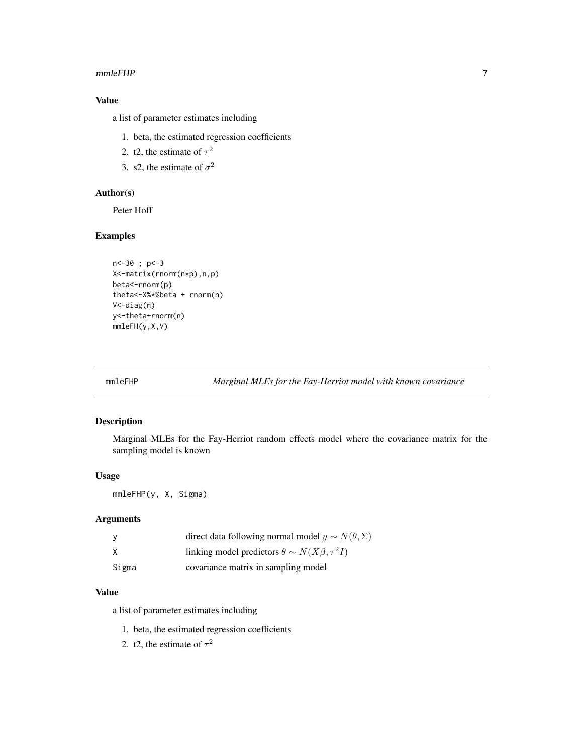### Value

a list of parameter estimates including

1. beta, the estimated regression coefficients
2. t2, the estimate of $\tau^2$
3. s2, the estimate of $\sigma^2$

### Author(s)

Peter Hoff

### Examples

```
n<-30 ; p<-3
X<-matrix(rnorm(n*p),n,p)
beta<-rnorm(p)
theta<-X%*%beta + rnorm(n)
V<-diag(n)
y<-theta+rnorm(n)
mmleFH(y,X,V)
```

---

## mmleFHP — *Marginal MLEs for the Fay-Herriot model with known covariance*

---

### Description

Marginal MLEs for the Fay-Herriot random effects model where the covariance matrix for the sampling model is known

### Usage

```
mmleFHP(y, X, Sigma)
```

### Arguments

| | |
|---|---|
| y | direct data following normal model $y \sim N(\theta, \Sigma)$ |
| X | linking model predictors $\theta \sim N(X\beta, \tau^2 I)$ |
| Sigma | covariance matrix in sampling model |

### Value

a list of parameter estimates including

1. beta, the estimated regression coefficients
2. t2, the estimate of $\tau^2$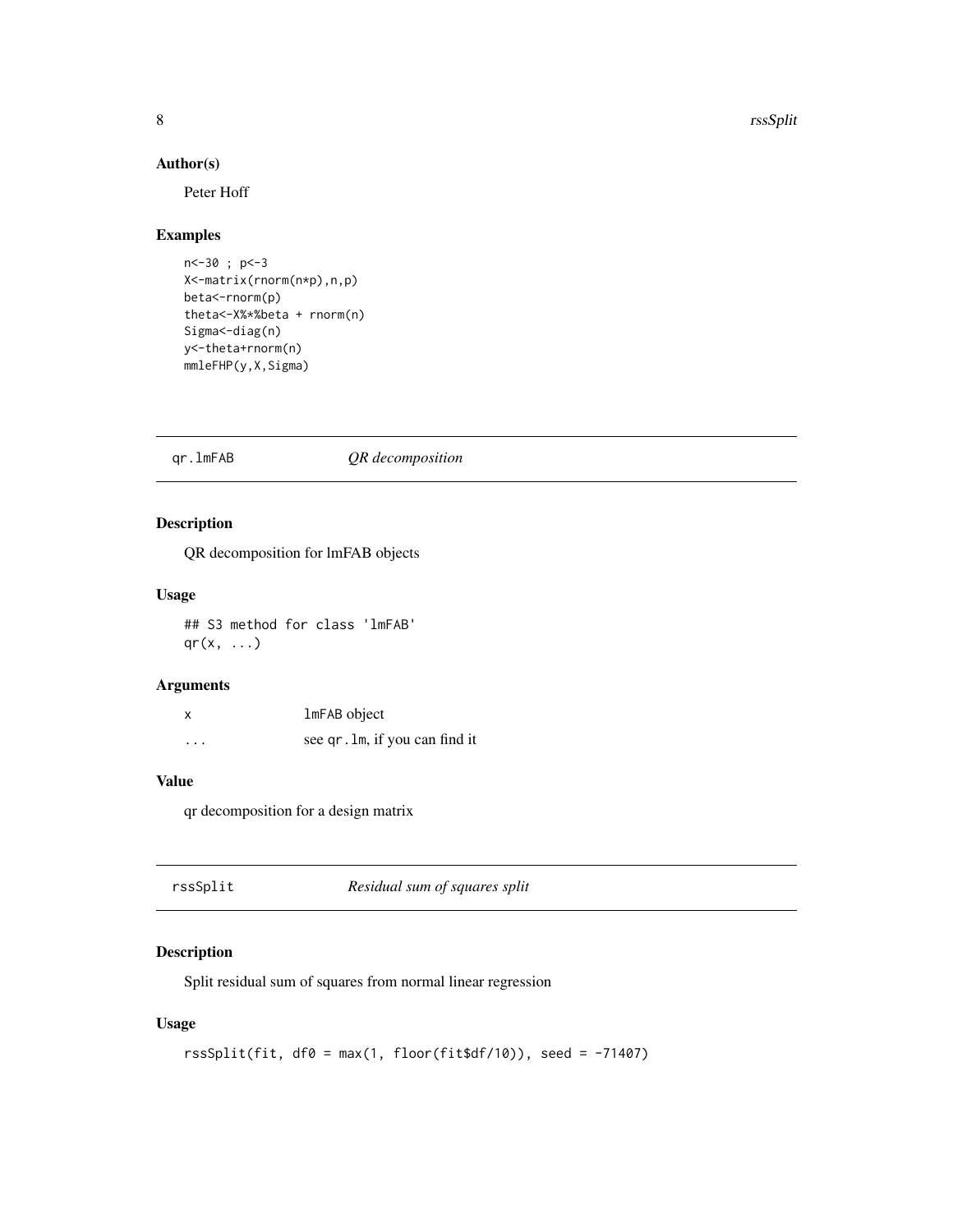### Author(s)

Peter Hoff

### Examples

```
n<-30 ; p<-3
X<-matrix(rnorm(n*p),n,p)
beta<-rnorm(p)
theta<-X%*%beta + rnorm(n)
Sigma<-diag(n)
y<-theta+rnorm(n)
mmleFHP(y,X,Sigma)
```

---

## qr.lmFAB    *QR decomposition*

### Description

QR decomposition for lmFAB objects

### Usage

```
## S3 method for class 'lmFAB'
qr(x, ...)
```

### Arguments

| | |
|---|---|
| x | lmFAB object |
| ... | see qr.lm, if you can find it |

### Value

qr decomposition for a design matrix

---

## rssSplit    *Residual sum of squares split*

### Description

Split residual sum of squares from normal linear regression

### Usage

```
rssSplit(fit, df0 = max(1, floor(fit$df/10)), seed = -71407)
```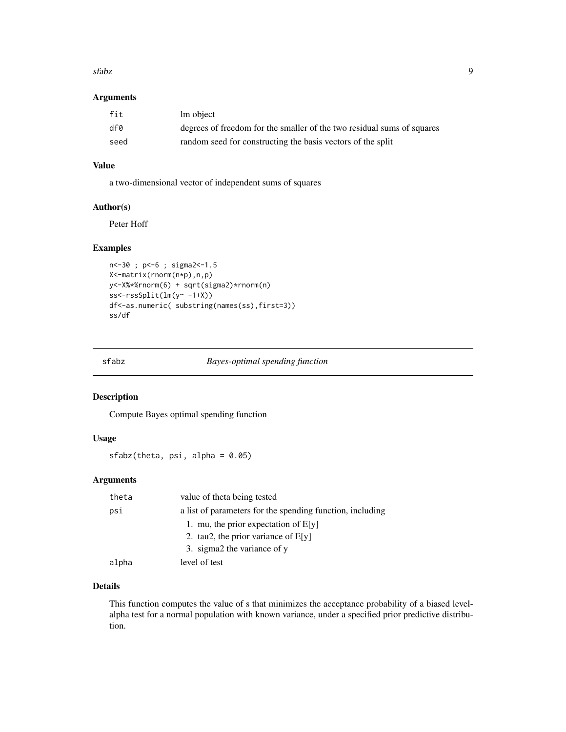## Arguments

| | |
|---|---|
| fit | lm object |
| df0 | degrees of freedom for the smaller of the two residual sums of squares |
| seed | random seed for constructing the basis vectors of the split |

## Value

a two-dimensional vector of independent sums of squares

## Author(s)

Peter Hoff

## Examples

```
n<-30 ; p<-6 ; sigma2<-1.5
X<-matrix(rnorm(n*p),n,p)
y<-X%*%rnorm(6) + sqrt(sigma2)*rnorm(n)
ss<-rssSplit(lm(y~ -1+X))
df<-as.numeric( substring(names(ss),first=3))
ss/df
```

---

# sfabz — *Bayes-optimal spending function*

## Description

Compute Bayes optimal spending function

## Usage

```
sfabz(theta, psi, alpha = 0.05)
```

## Arguments

| | |
|---|---|
| theta | value of theta being tested |
| psi | a list of parameters for the spending function, including<br>1. mu, the prior expectation of E[y]<br>2. tau2, the prior variance of E[y]<br>3. sigma2 the variance of y |
| alpha | level of test |

## Details

This function computes the value of s that minimizes the acceptance probability of a biased level-alpha test for a normal population with known variance, under a specified prior predictive distribution.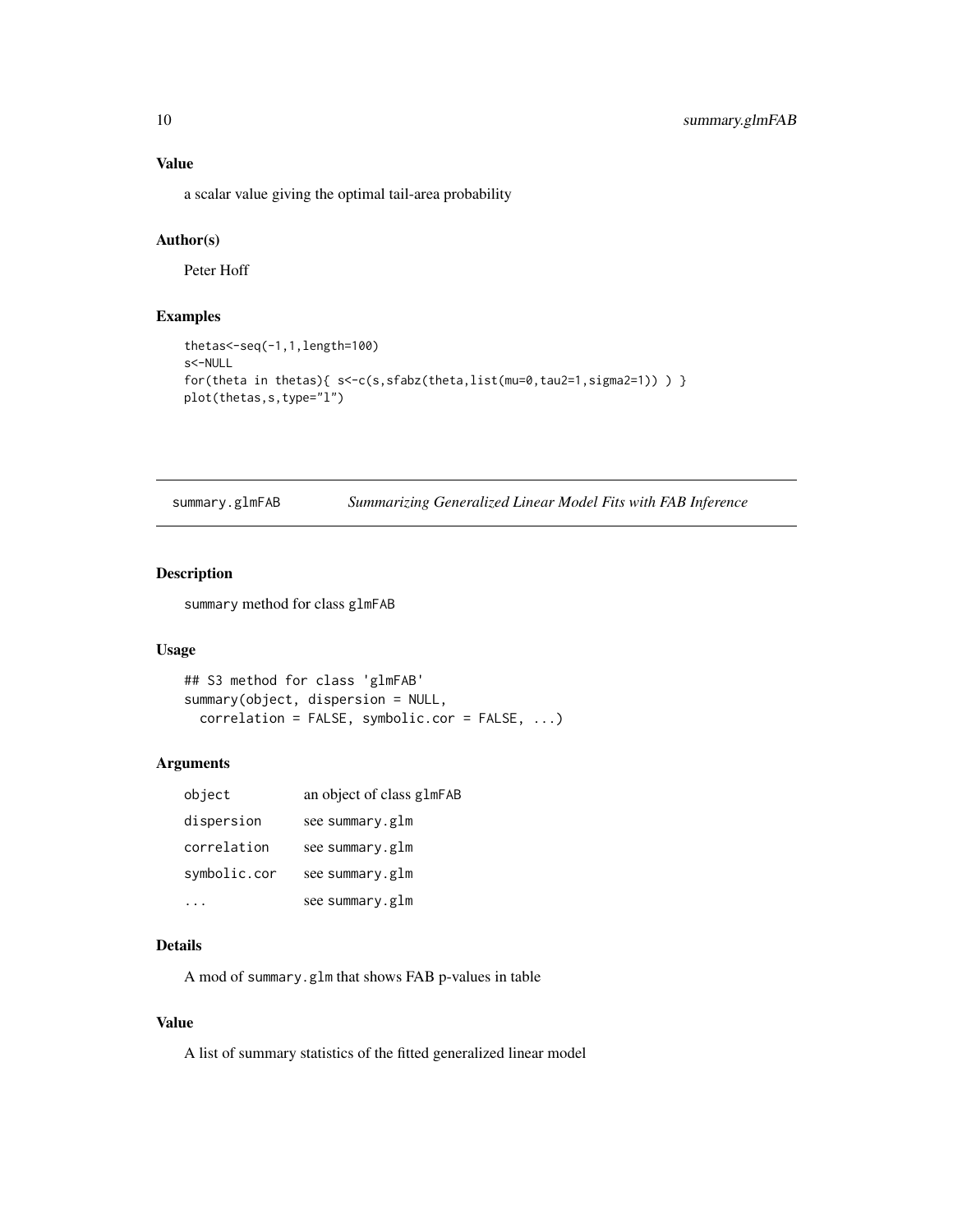### Value

a scalar value giving the optimal tail-area probability

### Author(s)

Peter Hoff

### Examples

```
thetas<-seq(-1,1,length=100)
s<-NULL
for(theta in thetas){ s<-c(s,sfabz(theta,list(mu=0,tau2=1,sigma2=1)) ) }
plot(thetas,s,type="l")
```

---

## summary.glmFAB    *Summarizing Generalized Linear Model Fits with FAB Inference*

---

### Description

summary method for class glmFAB

### Usage

```
## S3 method for class 'glmFAB'
summary(object, dispersion = NULL,
  correlation = FALSE, symbolic.cor = FALSE, ...)
```

### Arguments

| | |
|---|---|
| object | an object of class glmFAB |
| dispersion | see summary.glm |
| correlation | see summary.glm |
| symbolic.cor | see summary.glm |
| ... | see summary.glm |

### Details

A mod of summary.glm that shows FAB p-values in table

### Value

A list of summary statistics of the fitted generalized linear model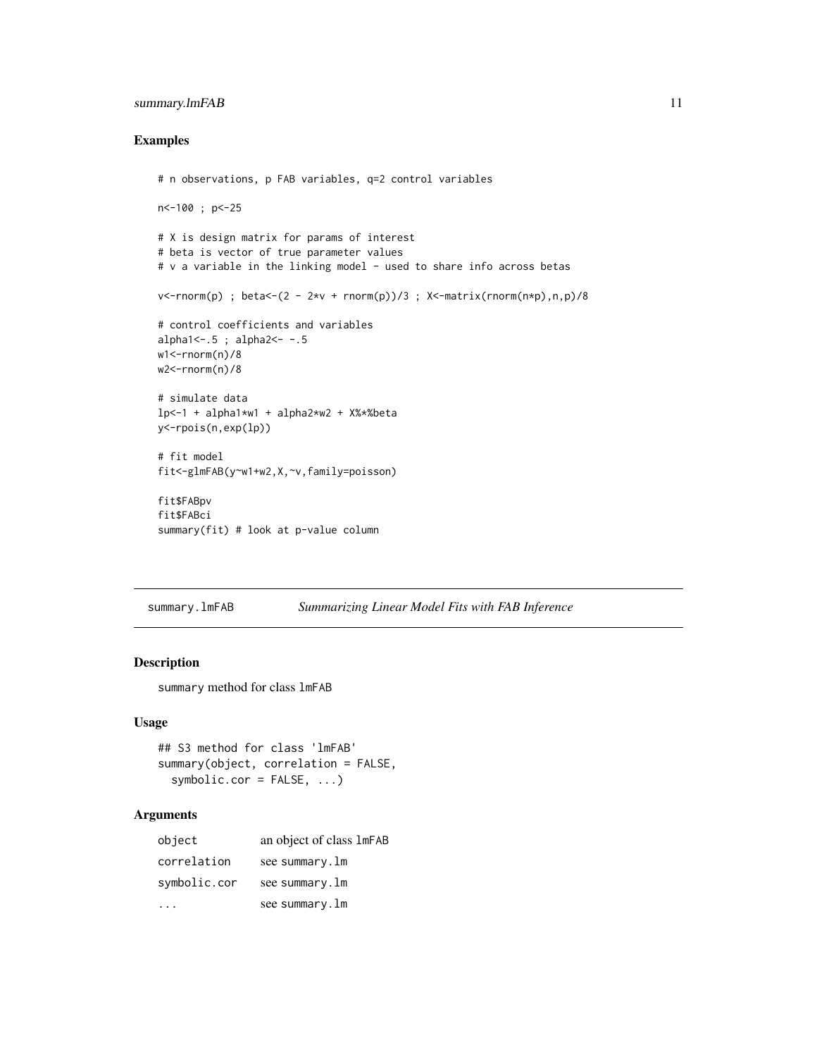## Examples

```
# n observations, p FAB variables, q=2 control variables

n<-100 ; p<-25

# X is design matrix for params of interest
# beta is vector of true parameter values
# v a variable in the linking model - used to share info across betas

v<-rnorm(p) ; beta<-(2 - 2*v + rnorm(p))/3 ; X<-matrix(rnorm(n*p),n,p)/8

# control coefficients and variables
alpha1<-.5 ; alpha2<- -.5
w1<-rnorm(n)/8
w2<-rnorm(n)/8

# simulate data
lp<-1 + alpha1*w1 + alpha2*w2 + X%*%beta
y<-rpois(n,exp(lp))

# fit model
fit<-glmFAB(y~w1+w2,X,~v,family=poisson)

fit$FABpv
fit$FABci
summary(fit) # look at p-value column
```

---

summary.lmFAB *Summarizing Linear Model Fits with FAB Inference*

---

## Description

summary method for class lmFAB

## Usage

```
## S3 method for class 'lmFAB'
summary(object, correlation = FALSE,
  symbolic.cor = FALSE, ...)
```

## Arguments

| | |
|---|---|
| object | an object of class lmFAB |
| correlation | see summary.lm |
| symbolic.cor | see summary.lm |
| ... | see summary.lm |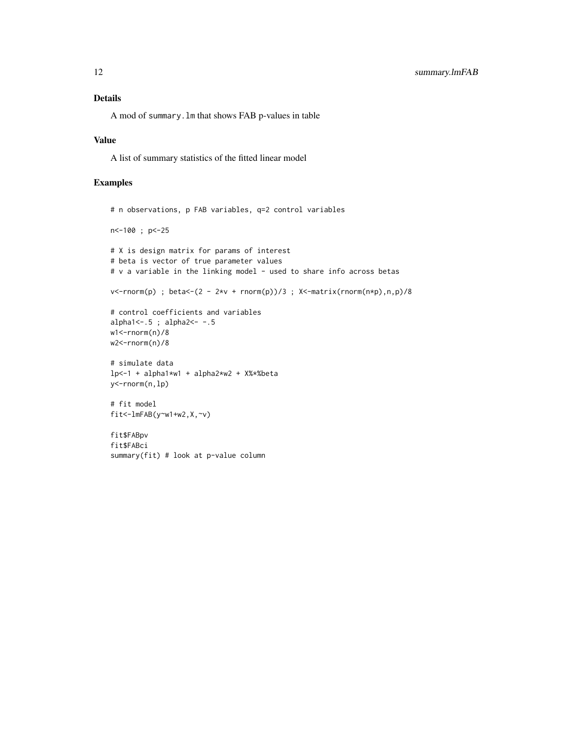## Details

A mod of `summary.lm` that shows FAB p-values in table

## Value

A list of summary statistics of the fitted linear model

## Examples

```
# n observations, p FAB variables, q=2 control variables

n<-100 ; p<-25

# X is design matrix for params of interest
# beta is vector of true parameter values
# v a variable in the linking model - used to share info across betas

v<-rnorm(p) ; beta<-(2 - 2*v + rnorm(p))/3 ; X<-matrix(rnorm(n*p),n,p)/8

# control coefficients and variables
alpha1<-.5 ; alpha2<- -.5
w1<-rnorm(n)/8
w2<-rnorm(n)/8

# simulate data
lp<-1 + alpha1*w1 + alpha2*w2 + X%*%beta
y<-rnorm(n,lp)

# fit model
fit<-lmFAB(y~w1+w2,X,~v)

fit$FABpv
fit$FABci
summary(fit) # look at p-value column
```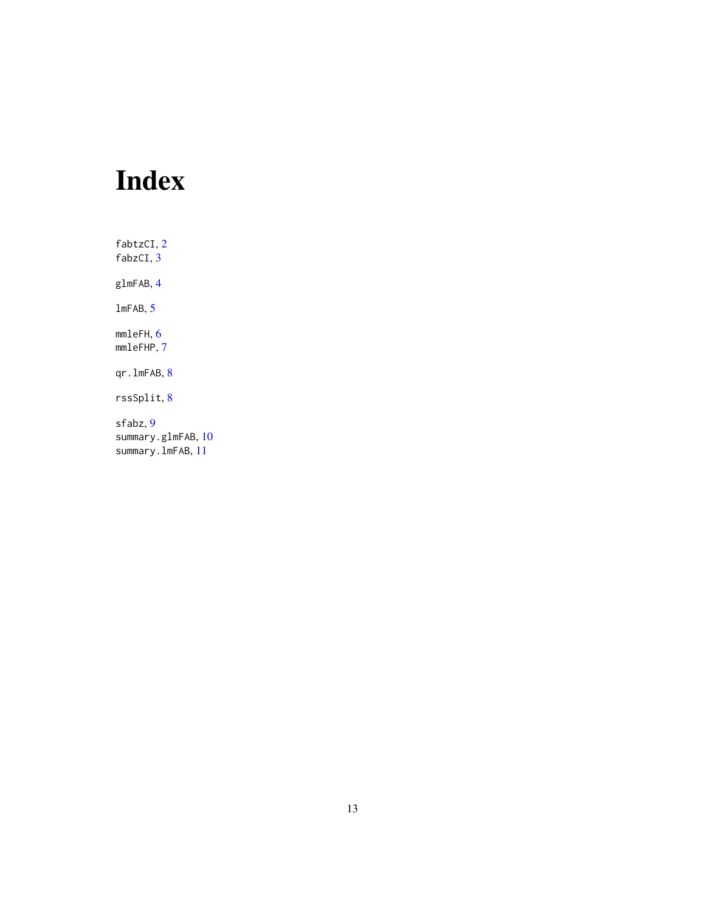# Index

fabtzCI, 2
fabzCI, 3

glmFAB, 4

lmFAB, 5

mmleFH, 6
mmleFHP, 7

qr.lmFAB, 8

rssSplit, 8

sfabz, 9
summary.glmFAB, 10
summary.lmFAB, 11